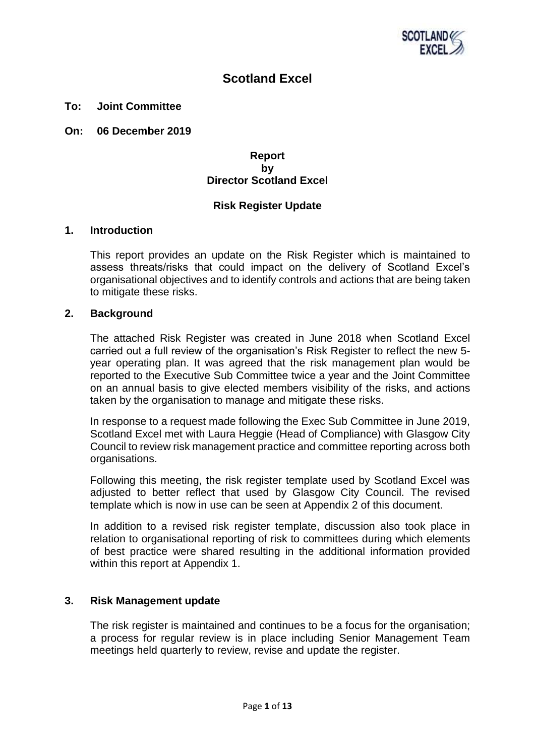# Scotland Excel

**To: Joint Committee**

**On: 06 December 2019**

**Report**
**by**
**Director Scotland Excel**

**Risk Register Update**

## 1. Introduction

This report provides an update on the Risk Register which is maintained to assess threats/risks that could impact on the delivery of Scotland Excel's organisational objectives and to identify controls and actions that are being taken to mitigate these risks.

## 2. Background

The attached Risk Register was created in June 2018 when Scotland Excel carried out a full review of the organisation's Risk Register to reflect the new 5-year operating plan. It was agreed that the risk management plan would be reported to the Executive Sub Committee twice a year and the Joint Committee on an annual basis to give elected members visibility of the risks, and actions taken by the organisation to manage and mitigate these risks.

In response to a request made following the Exec Sub Committee in June 2019, Scotland Excel met with Laura Heggie (Head of Compliance) with Glasgow City Council to review risk management practice and committee reporting across both organisations.

Following this meeting, the risk register template used by Scotland Excel was adjusted to better reflect that used by Glasgow City Council. The revised template which is now in use can be seen at Appendix 2 of this document.

In addition to a revised risk register template, discussion also took place in relation to organisational reporting of risk to committees during which elements of best practice were shared resulting in the additional information provided within this report at Appendix 1.

## 3. Risk Management update

The risk register is maintained and continues to be a focus for the organisation; a process for regular review is in place including Senior Management Team meetings held quarterly to review, revise and update the register.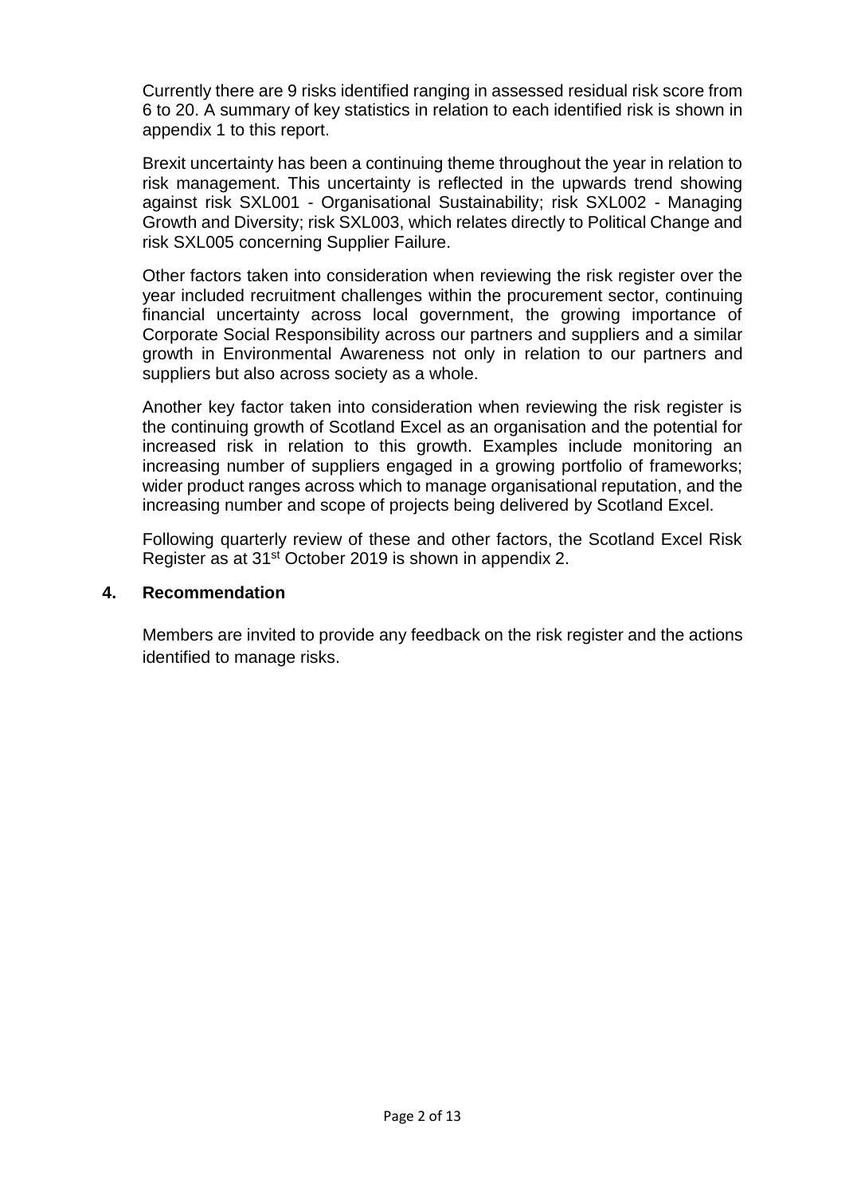Currently there are 9 risks identified ranging in assessed residual risk score from 6 to 20. A summary of key statistics in relation to each identified risk is shown in appendix 1 to this report.

Brexit uncertainty has been a continuing theme throughout the year in relation to risk management. This uncertainty is reflected in the upwards trend showing against risk SXL001 - Organisational Sustainability; risk SXL002 - Managing Growth and Diversity; risk SXL003, which relates directly to Political Change and risk SXL005 concerning Supplier Failure.

Other factors taken into consideration when reviewing the risk register over the year included recruitment challenges within the procurement sector, continuing financial uncertainty across local government, the growing importance of Corporate Social Responsibility across our partners and suppliers and a similar growth in Environmental Awareness not only in relation to our partners and suppliers but also across society as a whole.

Another key factor taken into consideration when reviewing the risk register is the continuing growth of Scotland Excel as an organisation and the potential for increased risk in relation to this growth. Examples include monitoring an increasing number of suppliers engaged in a growing portfolio of frameworks; wider product ranges across which to manage organisational reputation, and the increasing number and scope of projects being delivered by Scotland Excel.

Following quarterly review of these and other factors, the Scotland Excel Risk Register as at 31st October 2019 is shown in appendix 2.

## 4. Recommendation

Members are invited to provide any feedback on the risk register and the actions identified to manage risks.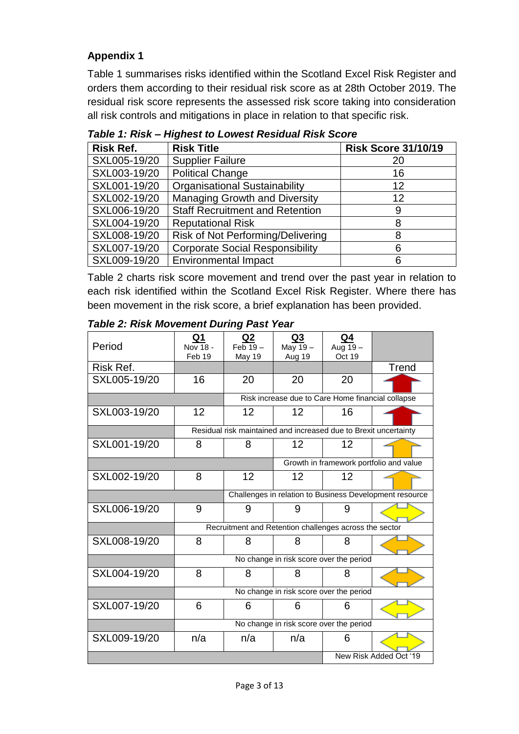**Appendix 1**

Table 1 summarises risks identified within the Scotland Excel Risk Register and orders them according to their residual risk score as at 28th October 2019. The residual risk score represents the assessed risk score taking into consideration all risk controls and mitigations in place in relation to that specific risk.

***Table 1: Risk – Highest to Lowest Residual Risk Score***

| Risk Ref. | Risk Title | Risk Score 31/10/19 |
|---|---|---|
| SXL005-19/20 | Supplier Failure | 20 |
| SXL003-19/20 | Political Change | 16 |
| SXL001-19/20 | Organisational Sustainability | 12 |
| SXL002-19/20 | Managing Growth and Diversity | 12 |
| SXL006-19/20 | Staff Recruitment and Retention | 9 |
| SXL004-19/20 | Reputational Risk | 8 |
| SXL008-19/20 | Risk of Not Performing/Delivering | 8 |
| SXL007-19/20 | Corporate Social Responsibility | 6 |
| SXL009-19/20 | Environmental Impact | 6 |

Table 2 charts risk score movement and trend over the past year in relation to each risk identified within the Scotland Excel Risk Register. Where there has been movement in the risk score, a brief explanation has been provided.

***Table 2: Risk Movement During Past Year***

| Period | Q1 Nov 18 - Feb 19 | Q2 Feb 19 – May 19 | Q3 May 19 – Aug 19 | Q4 Aug 19 – Oct 19 | |
|---|---|---|---|---|---|
| Risk Ref. | | | | | Trend |
| SXL005-19/20 | 16 | 20 | 20 | 20 | ↑ |
| | | Risk increase due to Care Home financial collapse | | | |
| SXL003-19/20 | 12 | 12 | 12 | 16 | ↑ |
| | Residual risk maintained and increased due to Brexit uncertainty | | | | |
| SXL001-19/20 | 8 | 8 | 12 | 12 | ↑ |
| | | | Growth in framework portfolio and value | | |
| SXL002-19/20 | 8 | 12 | 12 | 12 | ↑ |
| | | Challenges in relation to Business Development resource | | | |
| SXL006-19/20 | 9 | 9 | 9 | 9 | ↔ |
| | Recruitment and Retention challenges across the sector | | | | |
| SXL008-19/20 | 8 | 8 | 8 | 8 | ↔ |
| | No change in risk score over the period | | | | |
| SXL004-19/20 | 8 | 8 | 8 | 8 | ↔ |
| | No change in risk score over the period | | | | |
| SXL007-19/20 | 6 | 6 | 6 | 6 | ↔ |
| | No change in risk score over the period | | | | |
| SXL009-19/20 | n/a | n/a | n/a | 6 | ↔ |
| | | | | New Risk Added Oct '19 | |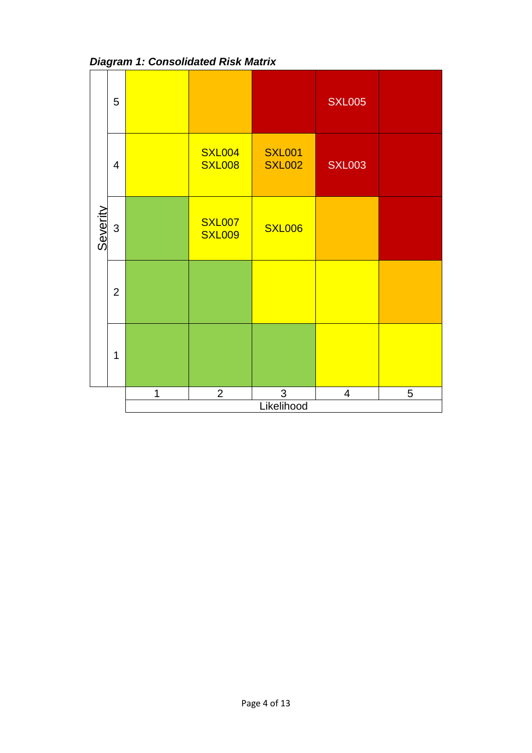***Diagram 1: Consolidated Risk Matrix***

| Severity | | | | | |
|---|---|---|---|---|---|
| 5 | | | | SXL005 | |
| 4 | | SXL004 SXL008 | SXL001 SXL002 | SXL003 | |
| 3 | | SXL007 SXL009 | SXL006 | | |
| 2 | | | | | |
| 1 | | | | | |
| | 1 | 2 | 3 | 4 | 5 |
| | Likelihood | | | | |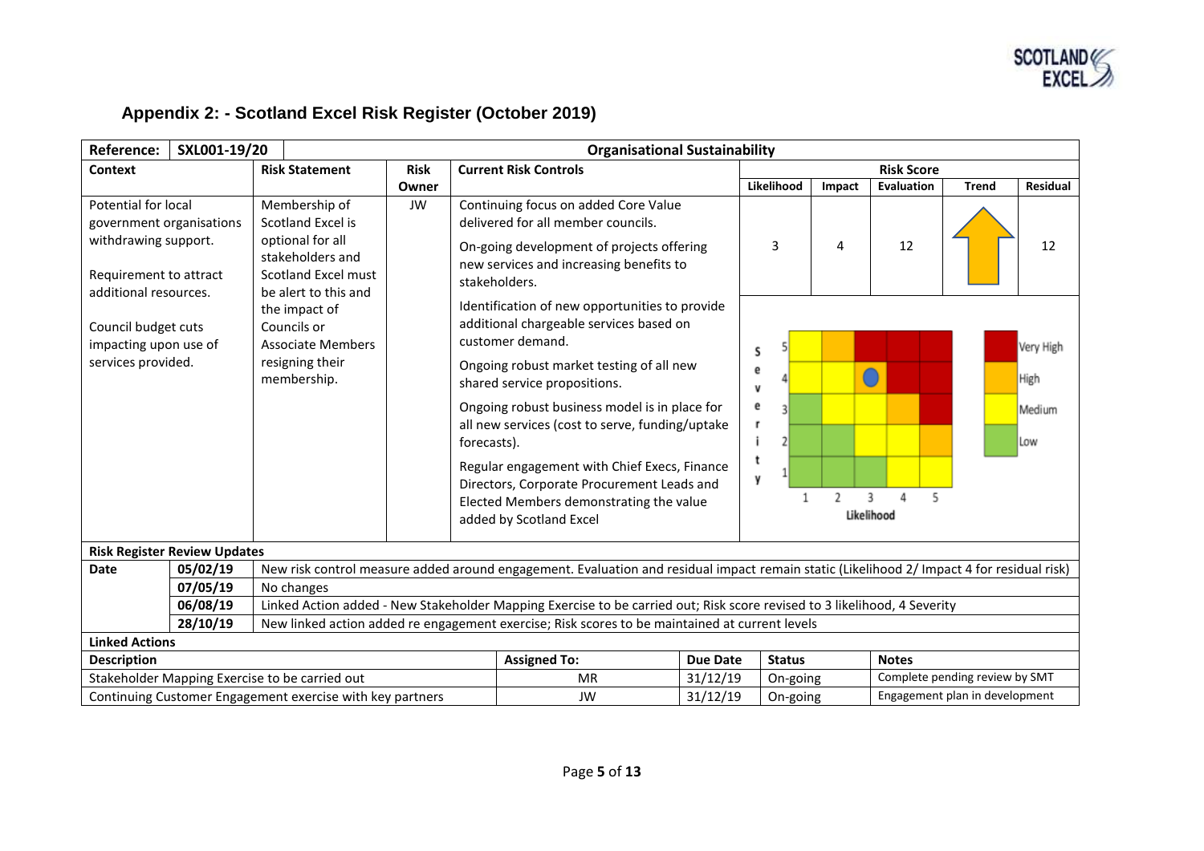## Appendix 2: - Scotland Excel Risk Register (October 2019)

| Reference: | SXL001-19/20 | Organisational Sustainability | | | | | | | |
|---|---|---|---|---|---|---|---|---|---|
| **Context** | | **Risk Statement** | **Risk Owner** | **Current Risk Controls** | **Risk Score** | | | | |
| | | | | | **Likelihood** | **Impact** | **Evaluation** | **Trend** | **Residual** |
| Potential for local government organisations withdrawing support.<br><br>Requirement to attract additional resources.<br><br>Council budget cuts impacting upon use of services provided. | | Membership of Scotland Excel is optional for all stakeholders and Scotland Excel must be alert to this and the impact of Councils or Associate Members resigning their membership. | JW | Continuing focus on added Core Value delivered for all member councils.<br><br>On-going development of projects offering new services and increasing benefits to stakeholders.<br><br>Identification of new opportunities to provide additional chargeable services based on customer demand.<br><br>Ongoing robust market testing of all new shared service propositions.<br><br>Ongoing robust business model is in place for all new services (cost to serve, funding/uptake forecasts).<br><br>Regular engagement with Chief Execs, Finance Directors, Corporate Procurement Leads and Elected Members demonstrating the value added by Scotland Excel | 3 | 4 | 12 | ↑ | 12 |

Risk matrix: Severity (1–5) vs Likelihood (1–5); Key: Very High, High, Medium, Low.

**Risk Register Review Updates**

| Date | | |
|---|---|---|
| | 05/02/19 | New risk control measure added around engagement. Evaluation and residual impact remain static (Likelihood 2/ Impact 4 for residual risk) |
| | 07/05/19 | No changes |
| | 06/08/19 | Linked Action added - New Stakeholder Mapping Exercise to be carried out; Risk score revised to 3 likelihood, 4 Severity |
| | 28/10/19 | New linked action added re engagement exercise; Risk scores to be maintained at current levels |

**Linked Actions**

| Description | Assigned To: | Due Date | Status | Notes |
|---|---|---|---|---|
| Stakeholder Mapping Exercise to be carried out | MR | 31/12/19 | On-going | Complete pending review by SMT |
| Continuing Customer Engagement exercise with key partners | JW | 31/12/19 | On-going | Engagement plan in development |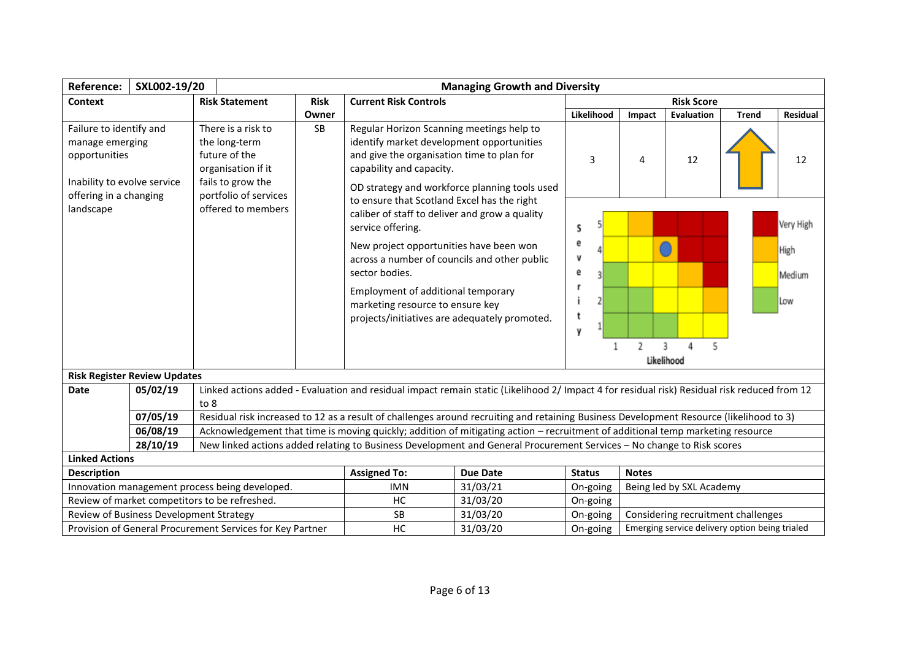| Reference: | SXL002-19/20 | Managing Growth and Diversity | | | | | | | |
|---|---|---|---|---|---|---|---|---|---|
| **Context** | | **Risk Statement** | **Risk Owner** | **Current Risk Controls** | **Risk Score** | | | | |
| | | | | | **Likelihood** | **Impact** | **Evaluation** | **Trend** | **Residual** |
| Failure to identify and manage emerging opportunities<br><br>Inability to evolve service offering in a changing landscape | | There is a risk to the long-term future of the organisation if it fails to grow the portfolio of services offered to members | SB | Regular Horizon Scanning meetings help to identify market development opportunities and give the organisation time to plan for capability and capacity.<br><br>OD strategy and workforce planning tools used to ensure that Scotland Excel has the right caliber of staff to deliver and grow a quality service offering.<br><br>New project opportunities have been won across a number of councils and other public sector bodies.<br><br>Employment of additional temporary marketing resource to ensure key projects/initiatives are adequately promoted. | 3 | 4 | 12 | ↑ | 12 |

**Risk Register Review Updates**

| Date | | |
|---|---|---|
| | 05/02/19 | Linked actions added - Evaluation and residual impact remain static (Likelihood 2/ Impact 4 for residual risk) Residual risk reduced from 12 to 8 |
| | 07/05/19 | Residual risk increased to 12 as a result of challenges around recruiting and retaining Business Development Resource (likelihood to 3) |
| | 06/08/19 | Acknowledgement that time is moving quickly; addition of mitigating action – recruitment of additional temp marketing resource |
| | 28/10/19 | New linked actions added relating to Business Development and General Procurement Services – No change to Risk scores |

**Linked Actions**

| Description | Assigned To: | Due Date | Status | Notes |
|---|---|---|---|---|
| Innovation management process being developed. | IMN | 31/03/21 | On-going | Being led by SXL Academy |
| Review of market competitors to be refreshed. | HC | 31/03/20 | On-going | |
| Review of Business Development Strategy | SB | 31/03/20 | On-going | Considering recruitment challenges |
| Provision of General Procurement Services for Key Partner | HC | 31/03/20 | On-going | Emerging service delivery option being trialed |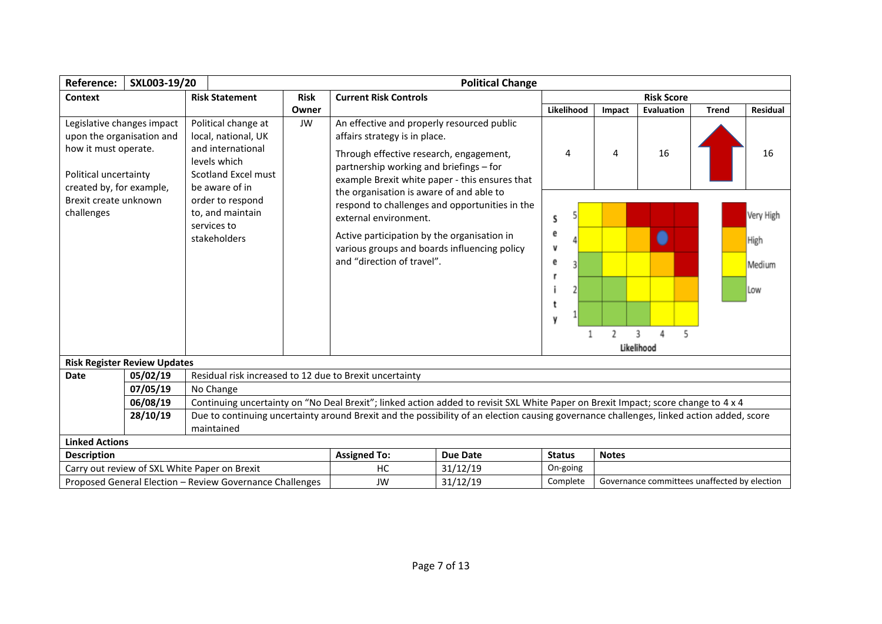| Reference: | SXL003-19/20 | Political Change | | | | | | | |
|---|---|---|---|---|---|---|---|---|---|
| **Context** | **Risk Statement** | **Risk Owner** | **Current Risk Controls** | **Risk Score** | | | | | |
| | | | | **Likelihood** | **Impact** | **Evaluation** | **Trend** | **Residual** | |
| Legislative changes impact upon the organisation and how it must operate.<br><br>Political uncertainty created by, for example, Brexit create unknown challenges | Political change at local, national, UK and international levels which Scotland Excel must be aware of in order to respond to, and maintain services to stakeholders | JW | An effective and properly resourced public affairs strategy is in place.<br><br>Through effective research, engagement, partnership working and briefings – for example Brexit white paper - this ensures that the organisation is aware of and able to respond to challenges and opportunities in the external environment.<br><br>Active participation by the organisation in various groups and boards influencing policy and "direction of travel". | 4 | 4 | 16 | ↑ | 16 | |

**Risk Matrix** (Severity vs Likelihood; current position: Likelihood 4, Severity 4)

| Severity \ Likelihood | 1 | 2 | 3 | 4 | 5 |
|---|---|---|---|---|---|
| 5 | Medium | High | Very High | Very High | Very High |
| 4 | Medium | Medium | High | Very High ● | Very High |
| 3 | Low | Medium | Medium | High | Very High |
| 2 | Low | Low | Medium | Medium | High |
| 1 | Low | Low | Low | Medium | Medium |

Key: Very High, High, Medium, Low

**Risk Register Review Updates**

| Date | | |
|---|---|---|
| | 05/02/19 | Residual risk increased to 12 due to Brexit uncertainty |
| | 07/05/19 | No Change |
| | 06/08/19 | Continuing uncertainty on "No Deal Brexit"; linked action added to revisit SXL White Paper on Brexit Impact; score change to 4 x 4 |
| | 28/10/19 | Due to continuing uncertainty around Brexit and the possibility of an election causing governance challenges, linked action added, score maintained |

**Linked Actions**

| Description | Assigned To: | Due Date | Status | Notes |
|---|---|---|---|---|
| Carry out review of SXL White Paper on Brexit | HC | 31/12/19 | On-going | |
| Proposed General Election – Review Governance Challenges | JW | 31/12/19 | Complete | Governance committees unaffected by election |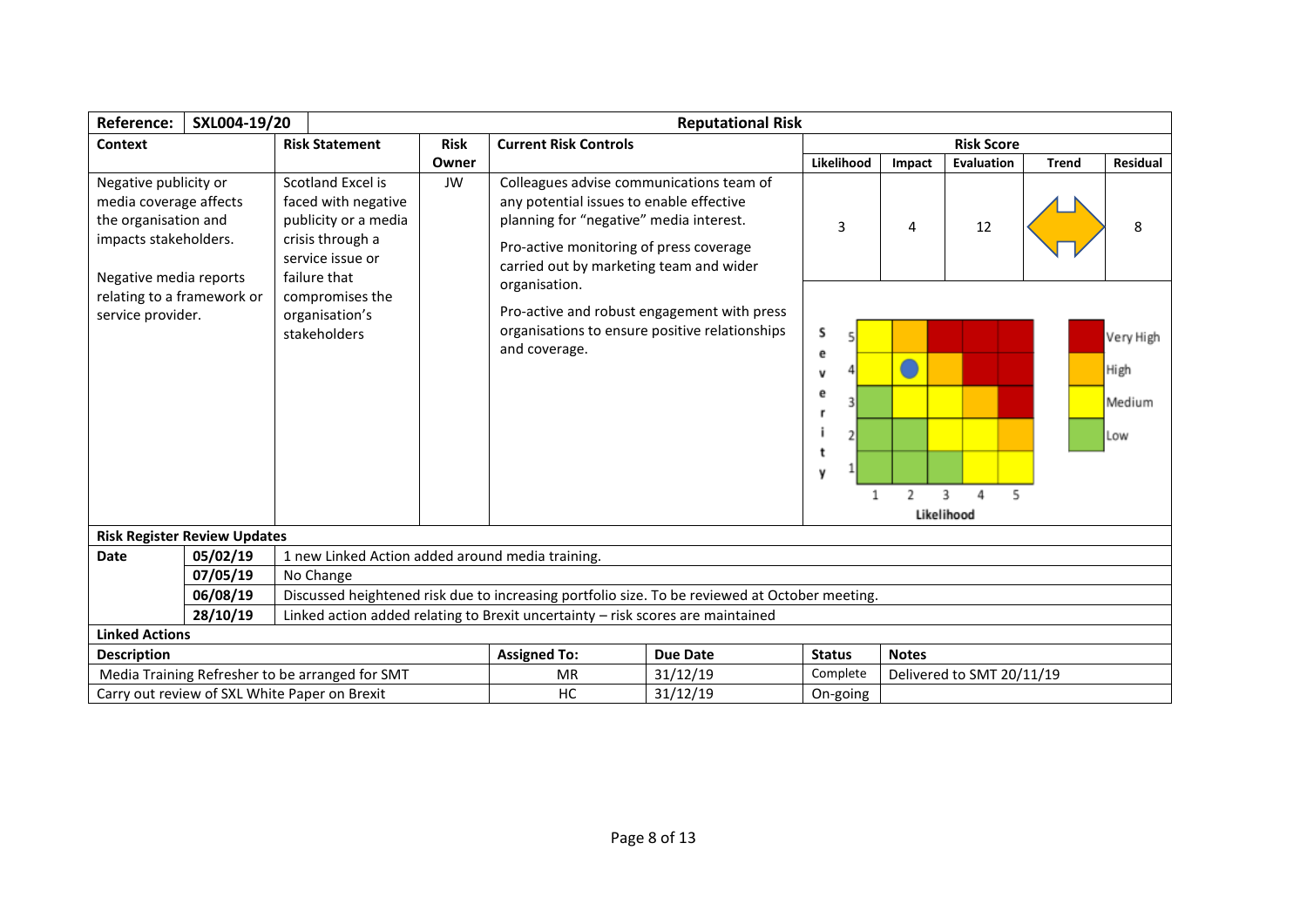| Reference: | SXL004-19/20 | Reputational Risk | | | | | | | |
|---|---|---|---|---|---|---|---|---|---|
| **Context** | **Risk Statement** | **Risk Owner** | **Current Risk Controls** | **Risk Score** | | | | | |
| | | | | **Likelihood** | **Impact** | **Evaluation** | **Trend** | **Residual** | |
| Negative publicity or media coverage affects the organisation and impacts stakeholders.<br><br>Negative media reports relating to a framework or service provider. | Scotland Excel is faced with negative publicity or a media crisis through a service issue or failure that compromises the organisation's stakeholders | JW | Colleagues advise communications team of any potential issues to enable effective planning for "negative" media interest.<br><br>Pro-active monitoring of press coverage carried out by marketing team and wider organisation.<br><br>Pro-active and robust engagement with press organisations to ensure positive relationships and coverage. | 3 | 4 | 12 | | 8 | |

**Risk Register Review Updates**

| Date | | |
|---|---|---|
| | 05/02/19 | 1 new Linked Action added around media training. |
| | 07/05/19 | No Change |
| | 06/08/19 | Discussed heightened risk due to increasing portfolio size. To be reviewed at October meeting. |
| | 28/10/19 | Linked action added relating to Brexit uncertainty – risk scores are maintained |

**Linked Actions**

| Description | Assigned To: | Due Date | Status | Notes |
|---|---|---|---|---|
| Media Training Refresher to be arranged for SMT | MR | 31/12/19 | Complete | Delivered to SMT 20/11/19 |
| Carry out review of SXL White Paper on Brexit | HC | 31/12/19 | On-going | |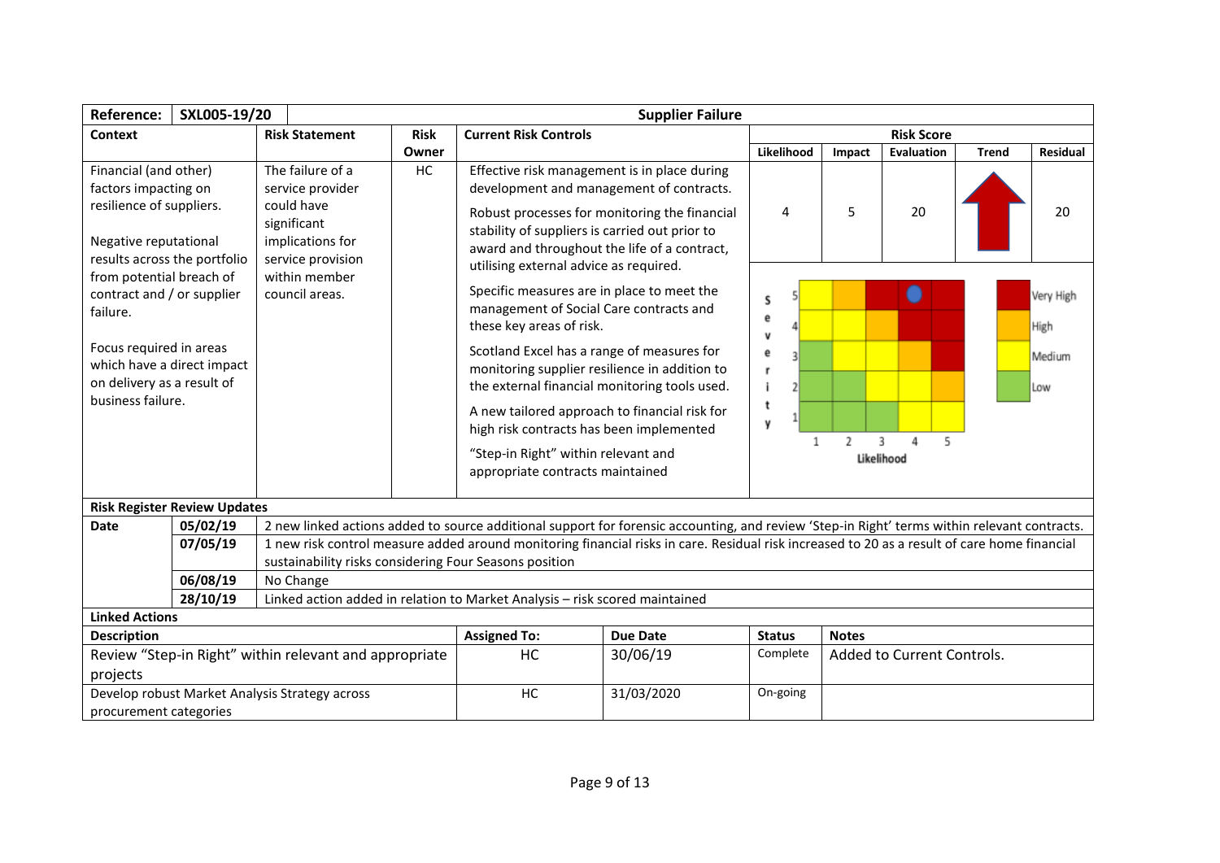| Reference: | SXL005-19/20 | Supplier Failure | | | | | | | |
|---|---|---|---|---|---|---|---|---|---|
| **Context** | | **Risk Statement** | **Risk Owner** | **Current Risk Controls** | **Risk Score** | | | | |
| | | | | | **Likelihood** | **Impact** | **Evaluation** | **Trend** | **Residual** |
| Financial (and other) factors impacting on resilience of suppliers.<br><br>Negative reputational results across the portfolio from potential breach of contract and / or supplier failure.<br><br>Focus required in areas which have a direct impact on delivery as a result of business failure. | | The failure of a service provider could have significant implications for service provision within member council areas. | HC | Effective risk management is in place during development and management of contracts.<br><br>Robust processes for monitoring the financial stability of suppliers is carried out prior to award and throughout the life of a contract, utilising external advice as required.<br><br>Specific measures are in place to meet the management of Social Care contracts and these key areas of risk.<br><br>Scotland Excel has a range of measures for monitoring supplier resilience in addition to the external financial monitoring tools used.<br><br>A new tailored approach to financial risk for high risk contracts has been implemented<br><br>"Step-in Right" within relevant and appropriate contracts maintained | 4 | 5 | 20 | ↑ | 20 |

**Risk Register Review Updates**

| Date | | |
|---|---|---|
| | 05/02/19 | 2 new linked actions added to source additional support for forensic accounting, and review 'Step-in Right' terms within relevant contracts. |
| | 07/05/19 | 1 new risk control measure added around monitoring financial risks in care. Residual risk increased to 20 as a result of care home financial sustainability risks considering Four Seasons position |
| | 06/08/19 | No Change |
| | 28/10/19 | Linked action added in relation to Market Analysis – risk scored maintained |

**Linked Actions**

| Description | Assigned To: | Due Date | Status | Notes |
|---|---|---|---|---|
| Review "Step-in Right" within relevant and appropriate projects | HC | 30/06/19 | Complete | Added to Current Controls. |
| Develop robust Market Analysis Strategy across procurement categories | HC | 31/03/2020 | On-going | |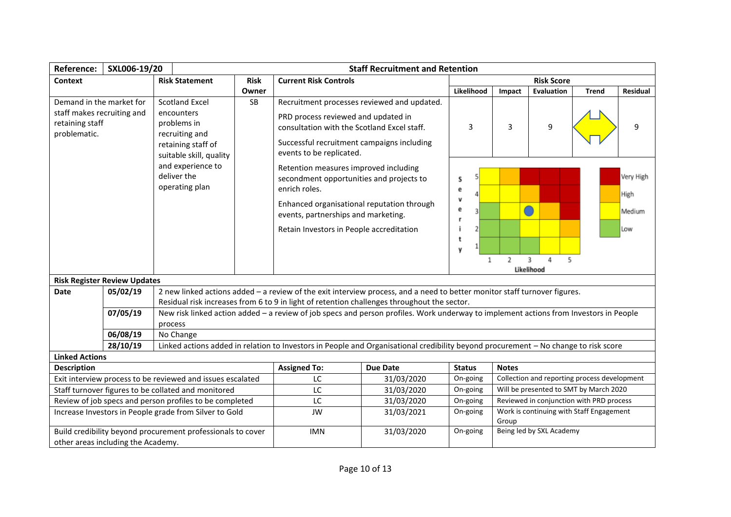| Reference: | SXL006-19/20 | Staff Recruitment and Retention | | | | | | | |
|---|---|---|---|---|---|---|---|---|---|
| **Context** | | **Risk Statement** | **Risk Owner** | **Current Risk Controls** | **Risk Score** | | | | |
| | | | | | **Likelihood** | **Impact** | **Evaluation** | **Trend** | **Residual** |
| Demand in the market for staff makes recruiting and retaining staff problematic. | | Scotland Excel encounters problems in recruiting and retaining staff of suitable skill, quality and experience to deliver the operating plan | SB | Recruitment processes reviewed and updated.<br><br>PRD process reviewed and updated in consultation with the Scotland Excel staff.<br><br>Successful recruitment campaigns including events to be replicated.<br><br>Retention measures improved including secondment opportunities and projects to enrich roles.<br><br>Enhanced organisational reputation through events, partnerships and marketing.<br><br>Retain Investors in People accreditation | 3 | 3 | 9 | | 9 |

Risk matrix: Severity (1–5) vs Likelihood (1–5); legend: Very High, High, Medium, Low.

**Risk Register Review Updates**

| Date | | |
|---|---|---|
| | 05/02/19 | 2 new linked actions added – a review of the exit interview process, and a need to better monitor staff turnover figures. Residual risk increases from 6 to 9 in light of retention challenges throughout the sector. |
| | 07/05/19 | New risk linked action added – a review of job specs and person profiles. Work underway to implement actions from Investors in People process |
| | 06/08/19 | No Change |
| | 28/10/19 | Linked actions added in relation to Investors in People and Organisational credibility beyond procurement – No change to risk score |

**Linked Actions**

| Description | Assigned To: | Due Date | Status | Notes |
|---|---|---|---|---|
| Exit interview process to be reviewed and issues escalated | LC | 31/03/2020 | On-going | Collection and reporting process development |
| Staff turnover figures to be collated and monitored | LC | 31/03/2020 | On-going | Will be presented to SMT by March 2020 |
| Review of job specs and person profiles to be completed | LC | 31/03/2020 | On-going | Reviewed in conjunction with PRD process |
| Increase Investors in People grade from Silver to Gold | JW | 31/03/2021 | On-going | Work is continuing with Staff Engagement Group |
| Build credibility beyond procurement professionals to cover other areas including the Academy. | IMN | 31/03/2020 | On-going | Being led by SXL Academy |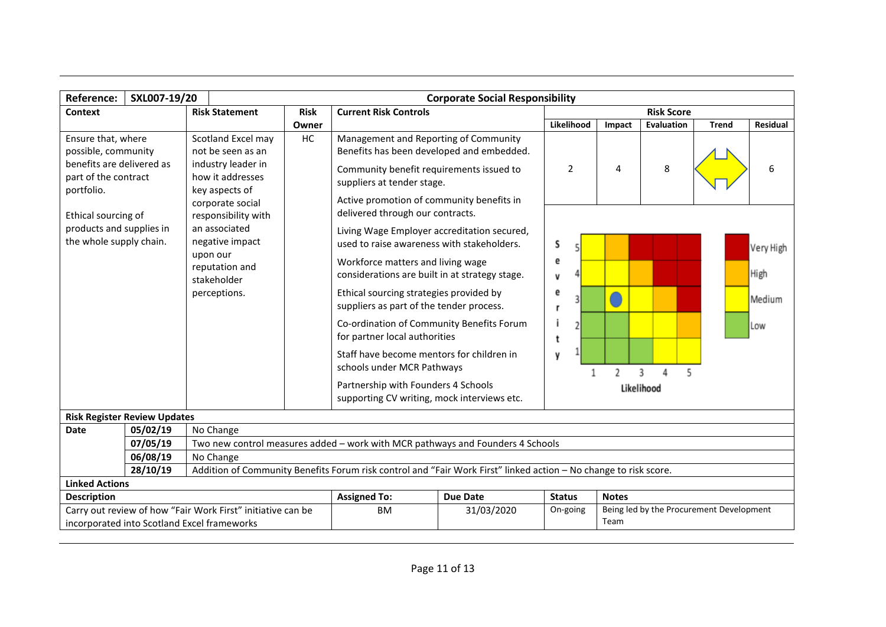| Reference: | SXL007-19/20 | Corporate Social Responsibility | | | | | | | |
|---|---|---|---|---|---|---|---|---|---|
| **Context** | | **Risk Statement** | **Risk Owner** | **Current Risk Controls** | **Risk Score** | | | | |
| | | | | | **Likelihood** | **Impact** | **Evaluation** | **Trend** | **Residual** |
| Ensure that, where possible, community benefits are delivered as part of the contract portfolio.<br><br>Ethical sourcing of products and supplies in the whole supply chain. | | Scotland Excel may not be seen as an industry leader in how it addresses key aspects of corporate social responsibility with an associated negative impact upon our reputation and stakeholder perceptions. | HC | Management and Reporting of Community Benefits has been developed and embedded.<br><br>Community benefit requirements issued to suppliers at tender stage.<br><br>Active promotion of community benefits in delivered through our contracts.<br><br>Living Wage Employer accreditation secured, used to raise awareness with stakeholders.<br><br>Workforce matters and living wage considerations are built in at strategy stage.<br><br>Ethical sourcing strategies provided by suppliers as part of the tender process.<br><br>Co-ordination of Community Benefits Forum for partner local authorities<br><br>Staff have become mentors for children in schools under MCR Pathways<br><br>Partnership with Founders 4 Schools supporting CV writing, mock interviews etc. | 2 | 4 | 8 | ⇔ | 6 |

**Risk Register Review Updates**

| Date | | |
|---|---|---|
| | 05/02/19 | No Change |
| | 07/05/19 | Two new control measures added – work with MCR pathways and Founders 4 Schools |
| | 06/08/19 | No Change |
| | 28/10/19 | Addition of Community Benefits Forum risk control and "Fair Work First" linked action – No change to risk score. |

**Linked Actions**

| Description | Assigned To: | Due Date | Status | Notes |
|---|---|---|---|---|
| Carry out review of how "Fair Work First" initiative can be incorporated into Scotland Excel frameworks | BM | 31/03/2020 | On-going | Being led by the Procurement Development Team |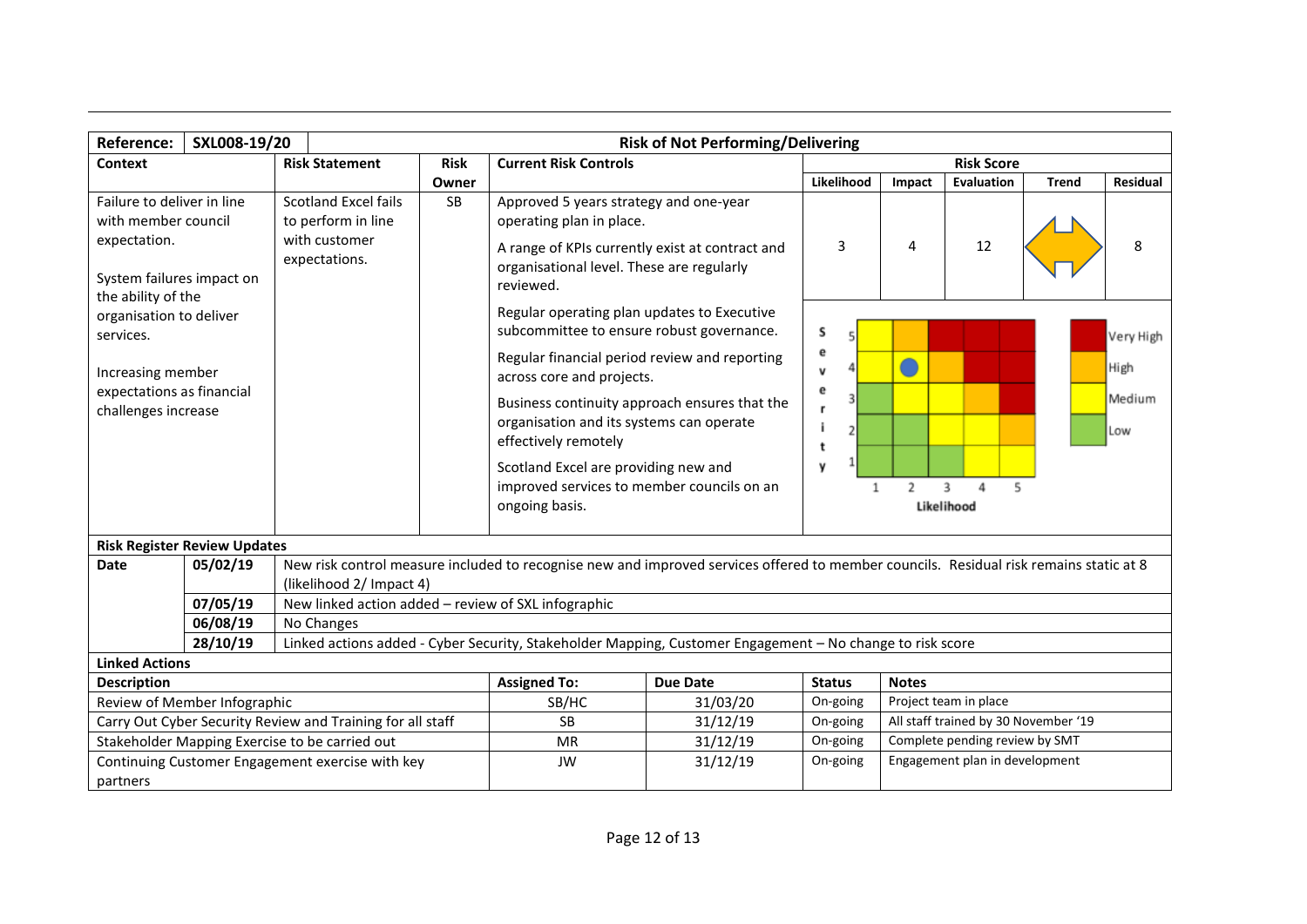| Reference: | SXL008-19/20 | Risk of Not Performing/Delivering | | | | | | | |
|---|---|---|---|---|---|---|---|---|---|
| **Context** | **Risk Statement** | **Risk Owner** | **Current Risk Controls** | **Risk Score** | | | | | |
| | | | | **Likelihood** | **Impact** | **Evaluation** | **Trend** | **Residual** | |
| Failure to deliver in line with member council expectation.<br><br>System failures impact on the ability of the organisation to deliver services.<br><br>Increasing member expectations as financial challenges increase | Scotland Excel fails to perform in line with customer expectations. | SB | Approved 5 years strategy and one-year operating plan in place.<br><br>A range of KPIs currently exist at contract and organisational level. These are regularly reviewed.<br><br>Regular operating plan updates to Executive subcommittee to ensure robust governance.<br><br>Regular financial period review and reporting across core and projects.<br><br>Business continuity approach ensures that the organisation and its systems can operate effectively remotely<br><br>Scotland Excel are providing new and improved services to member councils on an ongoing basis. | 3 | 4 | 12 | ↔ | 8 | |

**Risk Register Review Updates**

| Date | | |
|---|---|---|
| | 05/02/19 | New risk control measure included to recognise new and improved services offered to member councils. Residual risk remains static at 8 (likelihood 2/ Impact 4) |
| | 07/05/19 | New linked action added – review of SXL infographic |
| | 06/08/19 | No Changes |
| | 28/10/19 | Linked actions added - Cyber Security, Stakeholder Mapping, Customer Engagement – No change to risk score |

**Linked Actions**

| Description | Assigned To: | Due Date | Status | Notes |
|---|---|---|---|---|
| Review of Member Infographic | SB/HC | 31/03/20 | On-going | Project team in place |
| Carry Out Cyber Security Review and Training for all staff | SB | 31/12/19 | On-going | All staff trained by 30 November '19 |
| Stakeholder Mapping Exercise to be carried out | MR | 31/12/19 | On-going | Complete pending review by SMT |
| Continuing Customer Engagement exercise with key partners | JW | 31/12/19 | On-going | Engagement plan in development |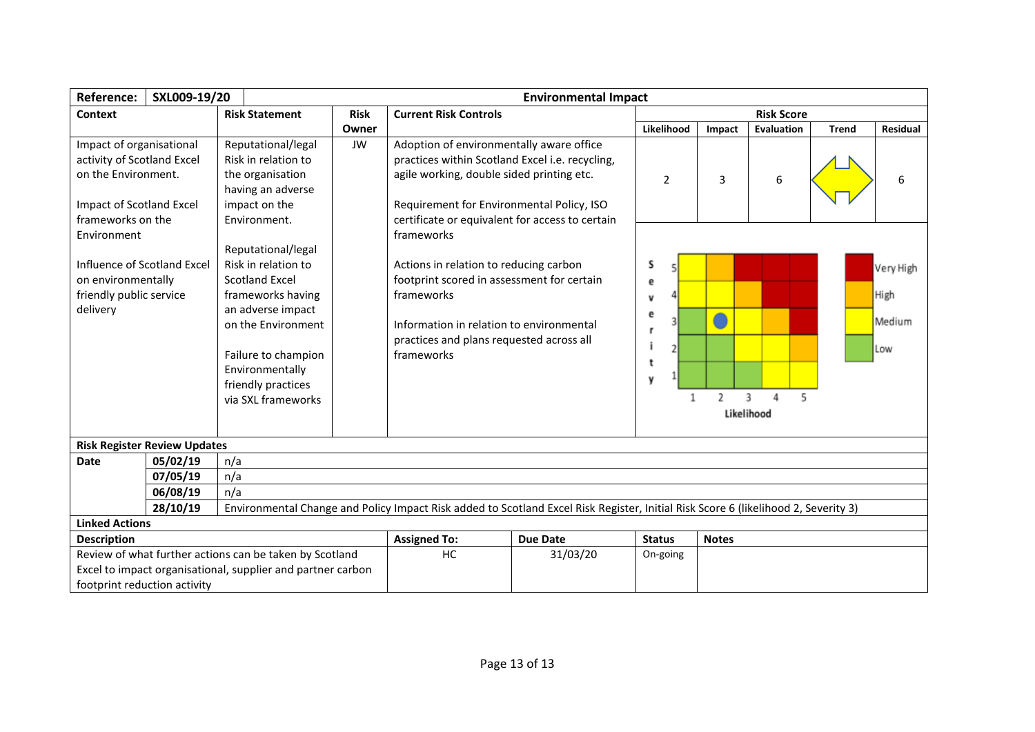| Reference: | SXL009-19/20 | Environmental Impact | | | | | | |
|---|---|---|---|---|---|---|---|---|
| **Context** | **Risk Statement** | **Risk Owner** | **Current Risk Controls** | **Risk Score** | | | | |
| | | | | **Likelihood** | **Impact** | **Evaluation** | **Trend** | **Residual** |
| Impact of organisational activity of Scotland Excel on the Environment.<br><br>Impact of Scotland Excel frameworks on the Environment<br><br>Influence of Scotland Excel on environmentally friendly public service delivery | Reputational/legal Risk in relation to the organisation having an adverse impact on the Environment.<br><br>Reputational/legal Risk in relation to Scotland Excel frameworks having an adverse impact on the Environment<br><br>Failure to champion Environmentally friendly practices via SXL frameworks | JW | Adoption of environmentally aware office practices within Scotland Excel i.e. recycling, agile working, double sided printing etc.<br><br>Requirement for Environmental Policy, ISO certificate or equivalent for access to certain frameworks<br><br>Actions in relation to reducing carbon footprint scored in assessment for certain frameworks<br><br>Information in relation to environmental practices and plans requested across all frameworks | 2 | 3 | 6 | | 6 |

Severity
5
4
3
2
1
1 2 3 4 5
Likelihood
Very High
High
Medium
Low

**Risk Register Review Updates**

| Date | | |
|---|---|---|
| | 05/02/19 | n/a |
| | 07/05/19 | n/a |
| | 06/08/19 | n/a |
| | 28/10/19 | Environmental Change and Policy Impact Risk added to Scotland Excel Risk Register, Initial Risk Score 6 (likelihood 2, Severity 3) |

**Linked Actions**

| Description | Assigned To: | Due Date | Status | Notes |
|---|---|---|---|---|
| Review of what further actions can be taken by Scotland Excel to impact organisational, supplier and partner carbon footprint reduction activity | HC | 31/03/20 | On-going | |